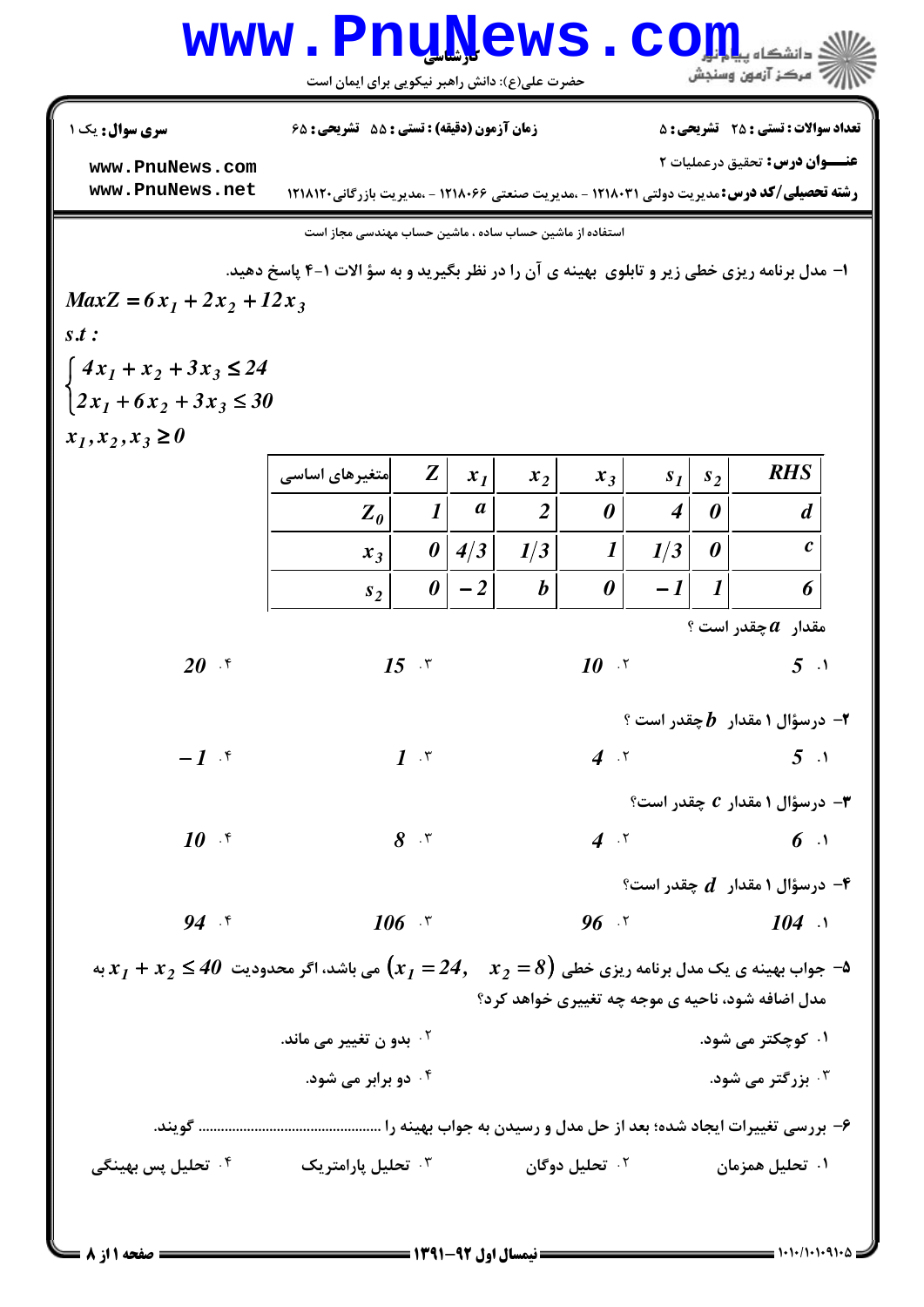کارشناسی

حضرت علی(ع): دانش راهبر نیکویی برای ایمان است

**سری سوال:** یک ۱ | **زمان آزمون (دقیقه) : تستی : ۵۵ تشریحی : ۶۵** | **تعداد سوالات : تستی : ۲۵ تشریحی : ۵**

**عنـــوان درس:** تحقیق درعملیات ۲

**رشته تحصیلی/کد درس:** مدیریت دولتی ۱۲۱۸۰۳۱ - ،مدیریت صنعتی ۱۲۱۸۰۶۶ - ،مدیریت بازرگانی۱۲۱۸۱۲۰

استفاده از ماشین حساب ساده ، ماشین حساب مهندسی مجاز است

۱- مدل برنامه ریزی خطی زیر و تابلوی بهینه ی آن را در نظر بگیرید و به سؤ الات ۱-۴ پاسخ دهید.

$$MaxZ = 6x_1 + 2x_2 + 12x_3$$

$$s.t:$$

$$\begin{cases} 4x_1 + x_2 + 3x_3 \le 24 \\ 2x_1 + 6x_2 + 3x_3 \le 30 \end{cases}$$

$$x_1, x_2, x_3 \ge 0$$

| متغیرهای اساسی | $Z$ | $x_1$ | $x_2$ | $x_3$ | $s_1$ | $s_2$ | $RHS$ |
|---|---|---|---|---|---|---|---|
| $Z_0$ | $1$ | $a$ | $2$ | $0$ | $4$ | $0$ | $d$ |
| $x_3$ | $0$ | $4/3$ | $1/3$ | $1$ | $1/3$ | $0$ | $c$ |
| $s_2$ | $0$ | $-2$ | $b$ | $0$ | $-1$ | $1$ | $6$ |

مقدار $a$ چقدر است ؟

۱. $5$ &nbsp;&nbsp;&nbsp; ۲. $10$ &nbsp;&nbsp;&nbsp; ۳. $15$ &nbsp;&nbsp;&nbsp; ۴. $20$

۲- درسؤال ۱ مقدار $b$ چقدر است ؟

۱. $5$ &nbsp;&nbsp;&nbsp; ۲. $4$ &nbsp;&nbsp;&nbsp; ۳. $1$ &nbsp;&nbsp;&nbsp; ۴. $-1$

۳- درسؤال ۱ مقدار $c$ چقدر است؟

۱. $6$ &nbsp;&nbsp;&nbsp; ۲. $4$ &nbsp;&nbsp;&nbsp; ۳. $8$ &nbsp;&nbsp;&nbsp; ۴. $10$

۴- درسؤال ۱ مقدار $d$ چقدر است؟

۱. $104$ &nbsp;&nbsp;&nbsp; ۲. $96$ &nbsp;&nbsp;&nbsp; ۳. $106$ &nbsp;&nbsp;&nbsp; ۴. $94$

۵- جواب بهینه ی یک مدل برنامه ریزی خطی $(x_1 = 24, \quad x_2 = 8)$ می باشد، اگر محدودیت $x_1 + x_2 \le 40$ به مدل اضافه شود، ناحیه ی موجه چه تغییری خواهد کرد؟

۱. کوچکتر می شود. &nbsp;&nbsp;&nbsp; ۲. بدو ن تغییر می ماند.

۳. بزرگتر می شود. &nbsp;&nbsp;&nbsp; ۴. دو برابر می شود.

۶- بررسی تغییرات ایجاد شده؛ بعد از حل مدل و رسیدن به جواب بهینه را ............................................... گویند.

۱. تحلیل همزمان &nbsp;&nbsp;&nbsp; ۲. تحلیل دوگان &nbsp;&nbsp;&nbsp; ۳. تحلیل پارامتریک &nbsp;&nbsp;&nbsp; ۴. تحلیل پس بهینگی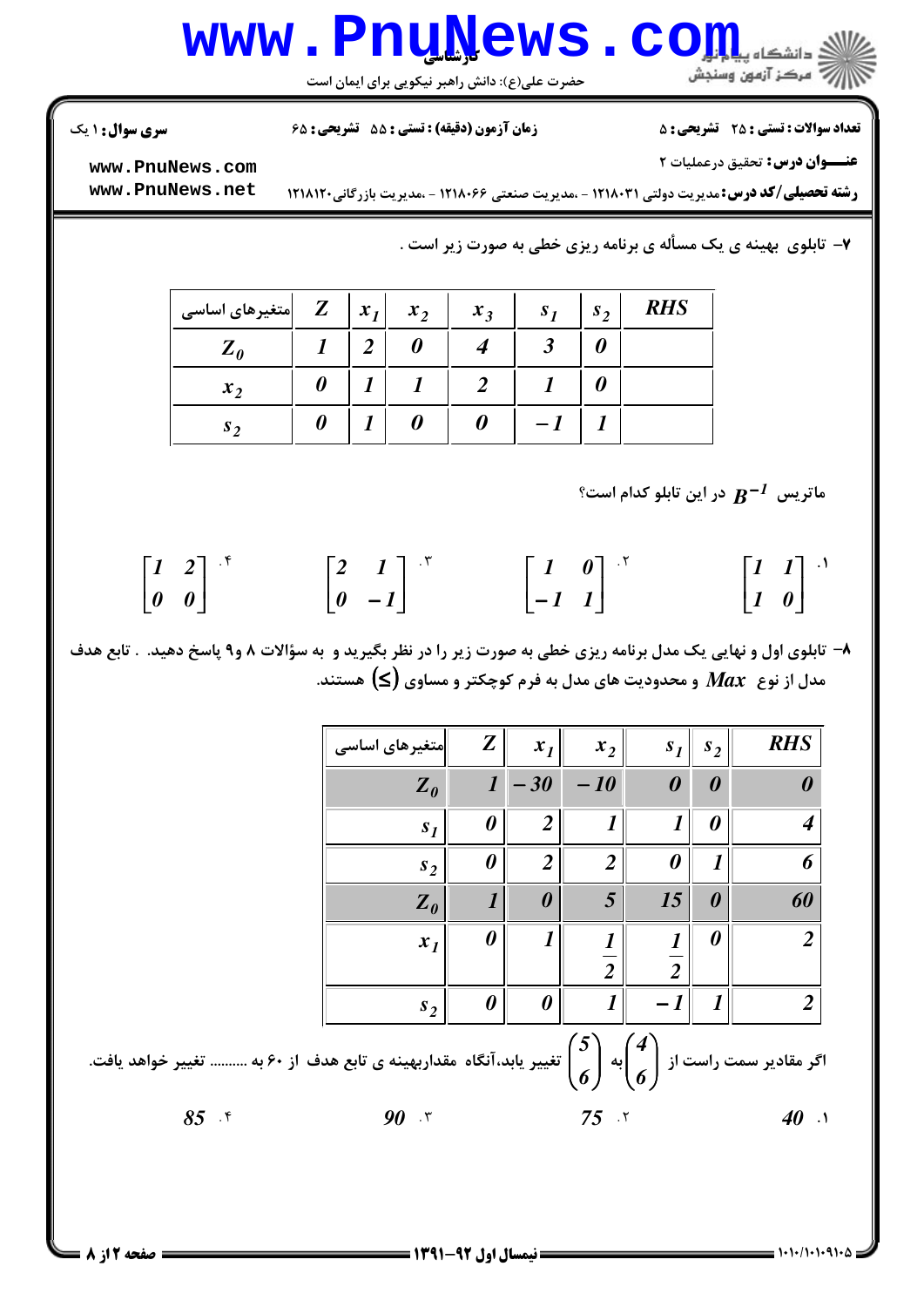۷- تابلوی بهینه ی یک مسأله ی برنامه ریزی خطی به صورت زیر است .

| متغیرهای اساسی | $Z$ | $x_1$ | $x_2$ | $x_3$ | $s_1$ | $s_2$ | RHS |
|---|---|---|---|---|---|---|---|
| $Z_0$ | 1 | 2 | 0 | 4 | 3 | 0 | |
| $x_2$ | 0 | 1 | 1 | 2 | 1 | 0 | |
| $s_2$ | 0 | 1 | 0 | 0 | -1 | 1 | |

ماتریس $B^{-1}$ در این تابلو کدام است؟

۱. $\begin{bmatrix} 1 & 1 \\ 1 & 0 \end{bmatrix}$

۲. $\begin{bmatrix} 1 & 0 \\ -1 & 1 \end{bmatrix}$

۳. $\begin{bmatrix} 2 & 1 \\ 0 & -1 \end{bmatrix}$

۴. $\begin{bmatrix} 1 & 2 \\ 0 & 0 \end{bmatrix}$

۸- تابلوی اول و نهایی یک مدل برنامه ریزی خطی به صورت زیر را در نظر بگیرید و به سؤالات ۸ و۹ پاسخ دهید. . تابع هدف مدل از نوع $Max$ و محدودیت های مدل به فرم کوچکتر و مساوی $(\leq)$ هستند.

| متغیرهای اساسی | $Z$ | $x_1$ | $x_2$ | $s_1$ | $s_2$ | RHS |
|---|---|---|---|---|---|---|
| $Z_0$ | 1 | -30 | -10 | 0 | 0 | 0 |
| $s_1$ | 0 | 2 | 1 | 1 | 0 | 4 |
| $s_2$ | 0 | 2 | 2 | 0 | 1 | 6 |
| $Z_0$ | 1 | 0 | 5 | 15 | 0 | 60 |
| $x_1$ | 0 | 1 | $\frac{1}{2}$ | $\frac{1}{2}$ | 0 | 2 |
| $s_2$ | 0 | 0 | 1 | -1 | 1 | 2 |

اگر مقادیر سمت راست از $\begin{pmatrix} 4 \\ 6 \end{pmatrix}$ به $\begin{pmatrix} 5 \\ 6 \end{pmatrix}$ تغییر یابد،آنگاه مقداربهینه ی تابع هدف از ۶۰ به .......... تغییر خواهد یافت.

۱. 40

۲. 75

۳. 90

۴. 85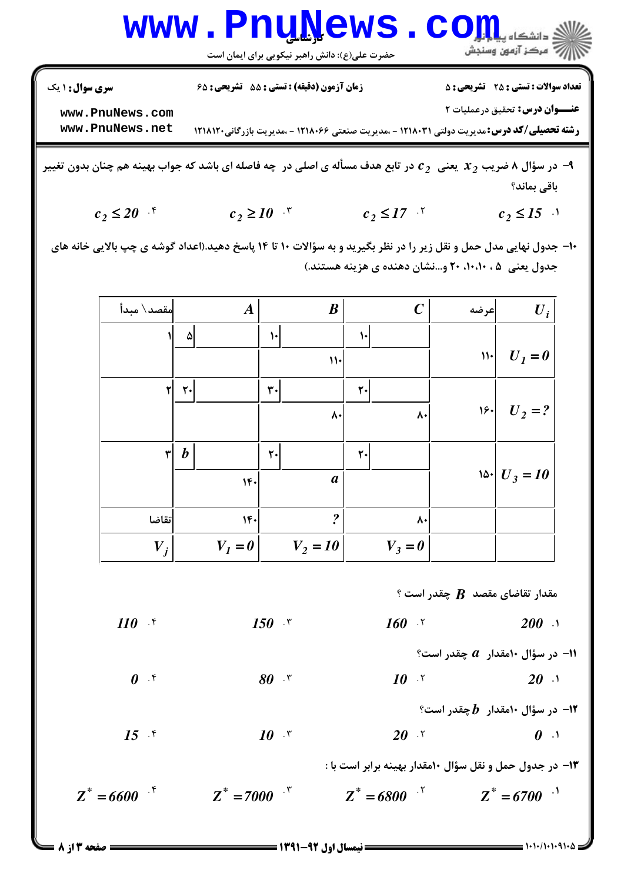۹- در سؤال ۸ ضریب $x_2$ یعنی $c_2$ در تابع هدف مسأله ی اصلی در چه فاصله ای باشد که جواب بهینه هم چنان بدون تغییر باقی بماند؟

۱. $c_2 \le 15$  ۲. $c_2 \le 17$  ۳. $c_2 \ge 10$  ۴. $c_2 \le 20$

۱۰- جدول نهایی مدل حمل و نقل زیر را در نظر بگیرید و به سؤالات ۱۰ تا ۱۴ پاسخ دهید.(اعداد گوشه ی چپ بالایی خانه های جدول یعنی ۵ ، ۱۰،۱۰، ۲۰ و...نشان دهنده ی هزینه هستند.)

| مقصد\ مبدأ | $A$ | $B$ | $C$ | عرضه | $U_i$ |
|---|---|---|---|---|---|
| ۱ | (۵) | (۱۰) ۱۱۰ | (۱۰) | ۱۱۰ | $U_1 = 0$ |
| ۲ | (۲۰) | (۳۰) ۸۰ | (۲۰) ۸۰ | ۱۶۰ | $U_2 = ?$ |
| ۳ | ($b$) ۱۴۰ | (۲۰) $a$ | (۲۰) | ۱۵۰ | $U_3 = 10$ |
| تقاضا | ۱۴۰ | ؟ | ۸۰ | | |
| $V_j$ | $V_1 = 0$ | $V_2 = 10$ | $V_3 = 0$ | | |

مقدار تقاضای مقصد $B$ چقدر است ؟

۱. $200$  ۲. $160$  ۳. $150$  ۴. $110$

۱۱- در سؤال ۱۰مقدار $a$ چقدر است؟

۱. $20$  ۲. $10$  ۳. $80$  ۴. $0$

۱۲- در سؤال ۱۰مقدار $b$چقدر است؟

۱. $0$  ۲. $20$  ۳. $10$  ۴. $15$

۱۳- در جدول حمل و نقل سؤال ۱۰مقدار بهینه برابر است با :

۱. $Z^* = 6700$  ۲. $Z^* = 6800$  ۳. $Z^* = 7000$  ۴. $Z^* = 6600$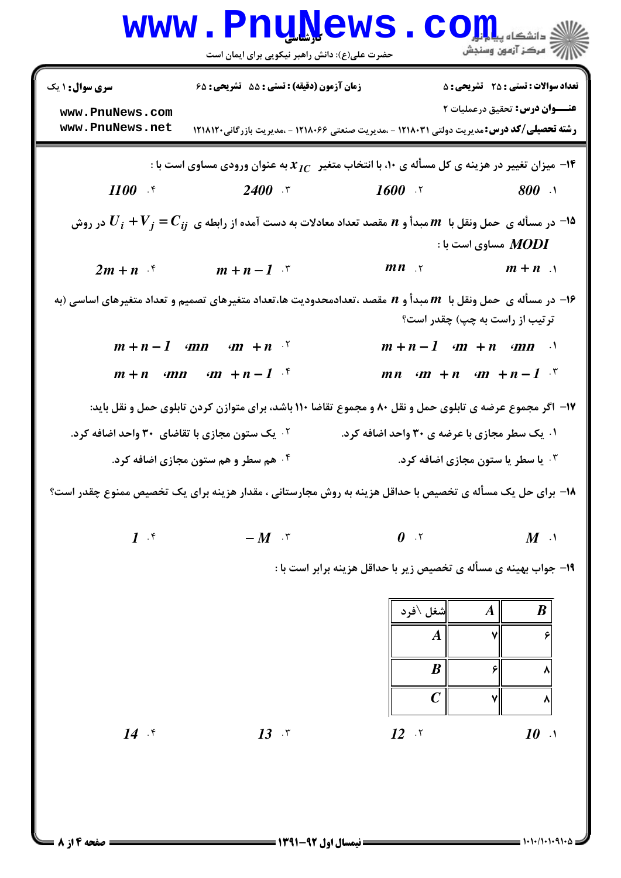**سری سوال:** ۱ یک

**زمان آزمون (دقیقه) : تستی :** ۵۵ **تشریحی :** ۶۵

**تعداد سوالات : تستی :** ۲۵ **تشریحی :** ۵

**عنـــوان درس:** تحقیق درعملیات ۲

**رشته تحصیلی/کد درس:** مدیریت دولتی ۱۲۱۸۰۳۱ - ،مدیریت صنعتی ۱۲۱۸۰۶۶ - ،مدیریت بازرگانی۱۲۱۸۱۲۰

۱۴- میزان تغییر در هزینه ی کل مسأله ی ۱۰، با انتخاب متغیر $x_{1C}$ به عنوان ورودی مساوی است با :

۱. $800$ ۲. $1600$ ۳. $2400$ ۴. $1100$

۱۵- در مسأله ی حمل ونقل با $m$ مبدأ و $n$ مقصد تعداد معادلات به دست آمده از رابطه ی $U_i + V_j = C_{ij}$ در روش $MODI$ مساوی است با :

۱. $m+n$ ۲. $mn$ ۳. $m+n-1$ ۴. $2m+n$

۱۶- در مسأله ی حمل ونقل با $m$ مبدأ و $n$ مقصد ،تعدادمحدودیت ها،تعداد متغیرهای تصمیم و تعداد متغیرهای اساسی (به ترتیب از راست به چپ) چقدر است؟

۱. $mn$ ، $m+n$ ، $m+n-1$
۲. $m+n$ ، $mn$ ، $m+n-1$
۳. $m+n-1$ ، $m+n$ ، $mn$
۴. $m+n-1$ ، $mn$ ، $m+n$

۱۷- اگر مجموع عرضه ی تابلوی حمل و نقل ۸۰ و مجموع تقاضا ۱۱۰ باشد، برای متوازن کردن تابلوی حمل و نقل باید:

۱. یک سطر مجازی با عرضه ی ۳۰ واحد اضافه کرد.
۲. یک ستون مجازی با تقاضای ۳۰ واحد اضافه کرد.
۳. یا سطر یا ستون مجازی اضافه کرد.
۴. هم سطر و هم ستون مجازی اضافه کرد.

۱۸- برای حل یک مسأله ی تخصیص با حداقل هزینه به روش مجارستانی ، مقدار هزینه برای یک تخصیص ممنوع چقدر است؟

۱. $M$ ۲. $0$ ۳. $-M$ ۴. $1$

۱۹- جواب بهینه ی مسأله ی تخصیص زیر با حداقل هزینه برابر است با :

| شغل \فرد | A | B |
|---|---|---|
| A | ۷ | ۶ |
| B | ۶ | ۸ |
| C | ۷ | ۸ |

۱. $10$ ۲. $12$ ۳. $13$ ۴. $14$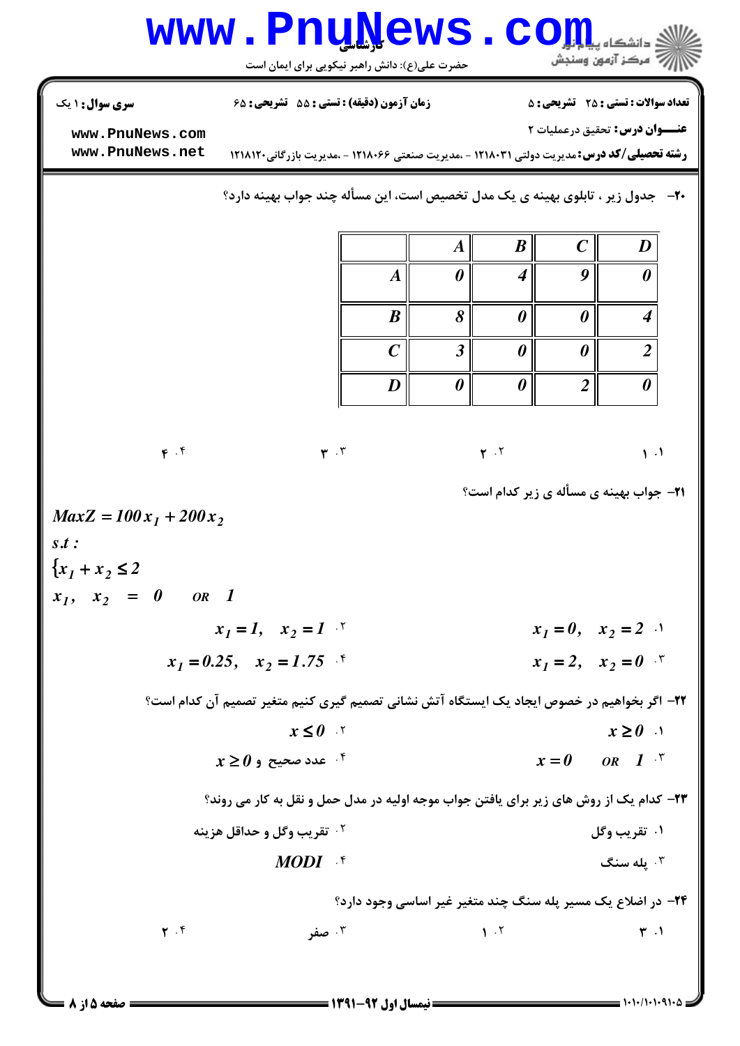۲۰- جدول زیر ، تابلوی بهینه ی یک مدل تخصیص است، این مسأله چند جواب بهینه دارد؟

| | A | B | C | D |
|---|---|---|---|---|
| A | 0 | 4 | 9 | 0 |
| B | 8 | 0 | 0 | 4 |
| C | 3 | 0 | 0 | 2 |
| D | 0 | 0 | 2 | 0 |

۱. ۱ &nbsp;&nbsp;&nbsp; ۲. ۲ &nbsp;&nbsp;&nbsp; ۳. ۳ &nbsp;&nbsp;&nbsp; ۴. ۴

۲۱- جواب بهینه ی مسأله ی زیر کدام است؟

$$MaxZ = 100x_1 + 200x_2$$
$$s.t:$$
$$\{x_1 + x_2 \le 2$$
$$x_1,\ x_2 = 0 \quad OR \quad 1$$

۱. $x_1 = 0, \quad x_2 = 2$ &nbsp;&nbsp;&nbsp; ۲. $x_1 = 1, \quad x_2 = 1$

۳. $x_1 = 2, \quad x_2 = 0$ &nbsp;&nbsp;&nbsp; ۴. $x_1 = 0.25, \quad x_2 = 1.75$

۲۲- اگر بخواهیم در خصوص ایجاد یک ایستگاه آتش نشانی تصمیم گیری کنیم متغیر تصمیم آن کدام است؟

۱. $x \ge 0$ &nbsp;&nbsp;&nbsp; ۲. $x \le 0$

۳. $x = 0 \quad OR \quad 1$ &nbsp;&nbsp;&nbsp; ۴. $x \ge 0$ و عدد صحیح

۲۳- کدام یک از روش های زیر برای یافتن جواب موجه اولیه در مدل حمل و نقل به کار می روند؟

۱. تقریب وگل &nbsp;&nbsp;&nbsp; ۲. تقریب وگل و حداقل هزینه

۳. پله سنگ &nbsp;&nbsp;&nbsp; ۴. MODI

۲۴- در اضلاع یک مسیر پله سنگ چند متغیر غیر اساسی وجود دارد؟

۱. ۳ &nbsp;&nbsp;&nbsp; ۲. ۱ &nbsp;&nbsp;&nbsp; ۳. صفر &nbsp;&nbsp;&nbsp; ۴. ۲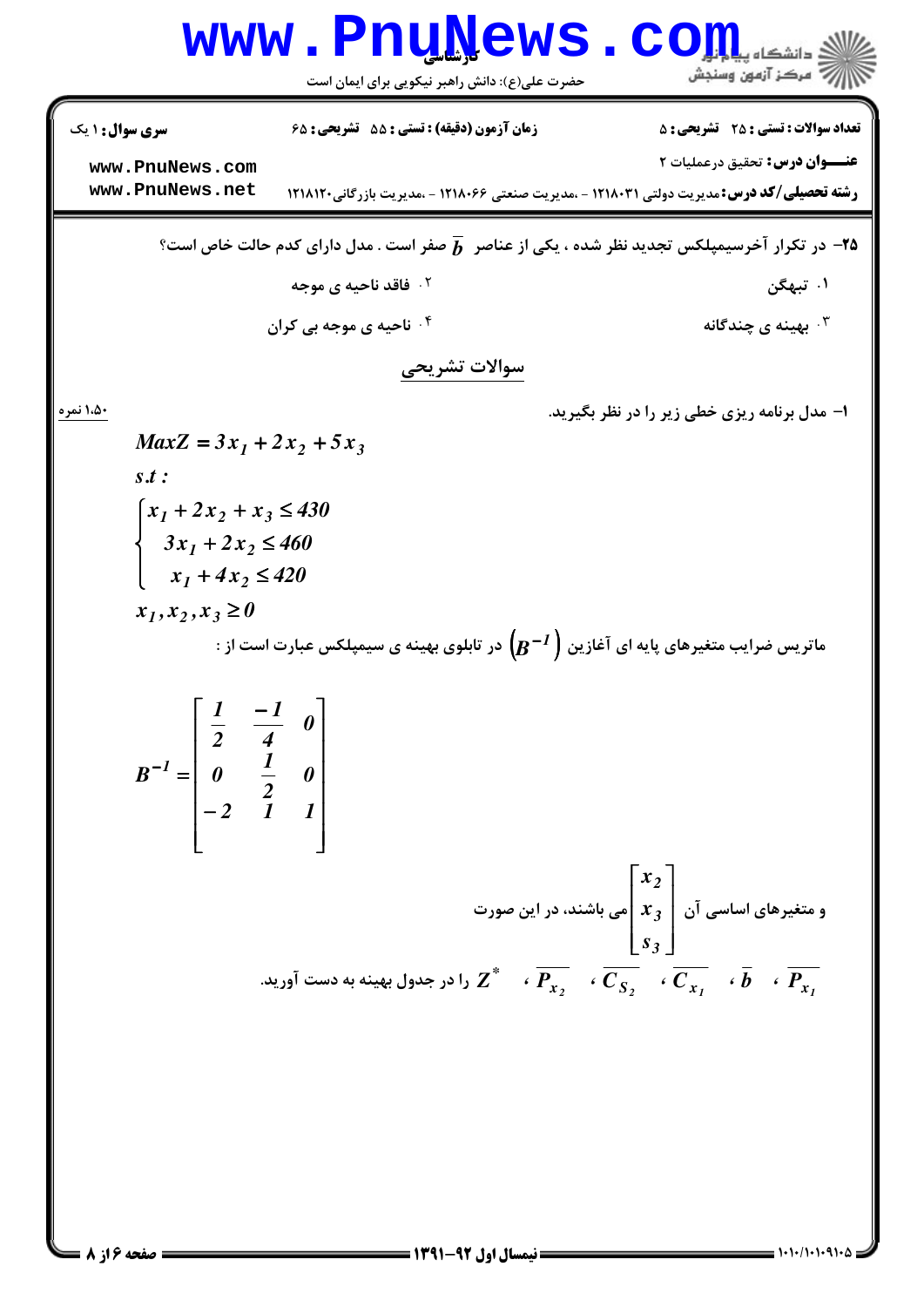**سری سوال:** ۱ یک

**زمان آزمون (دقیقه) : تستی :** ۵۵ **تشریحی :** ۶۵

**تعداد سوالات : تستی :** ۲۵ **تشریحی :** ۵

**عنـــوان درس:** تحقیق درعملیات ۲

**رشته تحصیلی/کد درس:** مدیریت دولتی ۱۲۱۸۰۳۱ - ،مدیریت صنعتی ۱۲۱۸۰۶۶ - ،مدیریت بازرگانی۱۲۱۸۱۲۰

۲۵- در تکرار آخرسیمپلکس تجدید نظر شده ، یکی از عناصر $\overline{b}$ صفر است . مدل دارای کدم حالت خاص است؟

۱. تبهگن

۲. فاقد ناحیه ی موجه

۳. بهینه ی چندگانه

۴. ناحیه ی موجه بی کران

## سوالات تشریحی

۱- مدل برنامه ریزی خطی زیر را در نظر بگیرید. (۱،۵۰ نمره)

$$MaxZ = 3x_1 + 2x_2 + 5x_3$$

$$s.t:$$

$$\begin{cases} x_1 + 2x_2 + x_3 \leq 430 \\ 3x_1 + 2x_2 \leq 460 \\ x_1 + 4x_2 \leq 420 \end{cases}$$

$$x_1, x_2, x_3 \geq 0$$

ماتریس ضرایب متغیرهای پایه ای آغازین $\left(B^{-1}\right)$ در تابلوی بهینه ی سیمپلکس عبارت است از :

$$B^{-1} = \begin{bmatrix} \frac{1}{2} & \frac{-1}{4} & 0 \\ 0 & \frac{1}{2} & 0 \\ -2 & 1 & 1 \end{bmatrix}$$

و متغیرهای اساسی آن $\begin{bmatrix} x_2 \\ x_3 \\ s_3 \end{bmatrix}$ می باشند، در این صورت

$\overline{P_{x_1}}$ ، $\overline{b}$ ، $\overline{C_{x_1}}$ ، $\overline{C_{S_2}}$ ، $\overline{P_{x_2}}$ ، $Z^*$ را در جدول بهینه به دست آورید.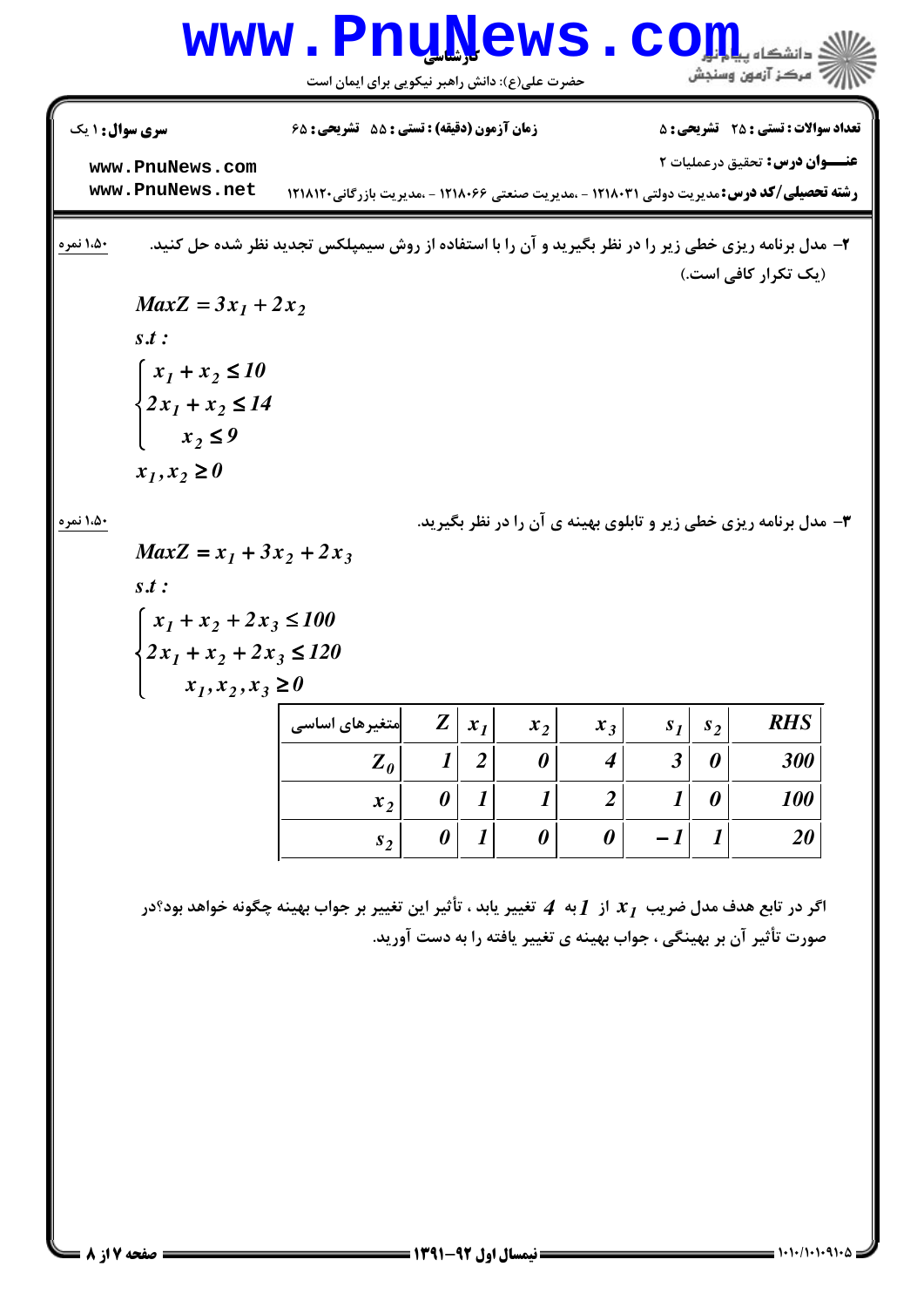**سری سوال:** ۱ یک

**زمان آزمون (دقیقه) :** تستی : ۵۵ تشریحی : ۶۵

**تعداد سوالات :** تستی : ۲۵ تشریحی : ۵

**عنـــوان درس:** تحقیق درعملیات ۲

**رشته تحصیلی/کد درس:** مدیریت دولتی ۱۲۱۸۰۳۱ - ،مدیریت صنعتی ۱۲۱۸۰۶۶ - ،مدیریت بازرگانی۱۲۱۸۱۲۰

---

۲- مدل برنامه ریزی خطی زیر را در نظر بگیرید و آن را با استفاده از روش سیمپلکس تجدید نظر شده حل کنید. (یک تکرار کافی است.) — ۱،۵۰ نمره

$$MaxZ = 3x_1 + 2x_2$$

$$s.t:$$

$$\begin{cases} x_1 + x_2 \leq 10 \\ 2x_1 + x_2 \leq 14 \\ x_2 \leq 9 \end{cases}$$

$$x_1, x_2 \geq 0$$

۳- مدل برنامه ریزی خطی زیر و تابلوی بهینه ی آن را در نظر بگیرید. — ۱،۵۰ نمره

$$MaxZ = x_1 + 3x_2 + 2x_3$$

$$s.t:$$

$$\begin{cases} x_1 + x_2 + 2x_3 \leq 100 \\ 2x_1 + x_2 + 2x_3 \leq 120 \\ x_1, x_2, x_3 \geq 0 \end{cases}$$

| متغیرهای اساسی | $Z$ | $x_1$ | $x_2$ | $x_3$ | $s_1$ | $s_2$ | $RHS$ |
|---|---|---|---|---|---|---|---|
| $Z_0$ | 1 | 2 | 0 | 4 | 3 | 0 | 300 |
| $x_2$ | 0 | 1 | 1 | 2 | 1 | 0 | 100 |
| $s_2$ | 0 | 1 | 0 | 0 | $-1$ | 1 | 20 |

اگر در تابع هدف مدل ضریب $x_1$ از $1$ به $4$ تغییر یابد ، تأثیر این تغییر بر جواب بهینه چگونه خواهد بود؟در صورت تأثیر آن بر بهینگی ، جواب بهینه ی تغییر یافته را به دست آورید.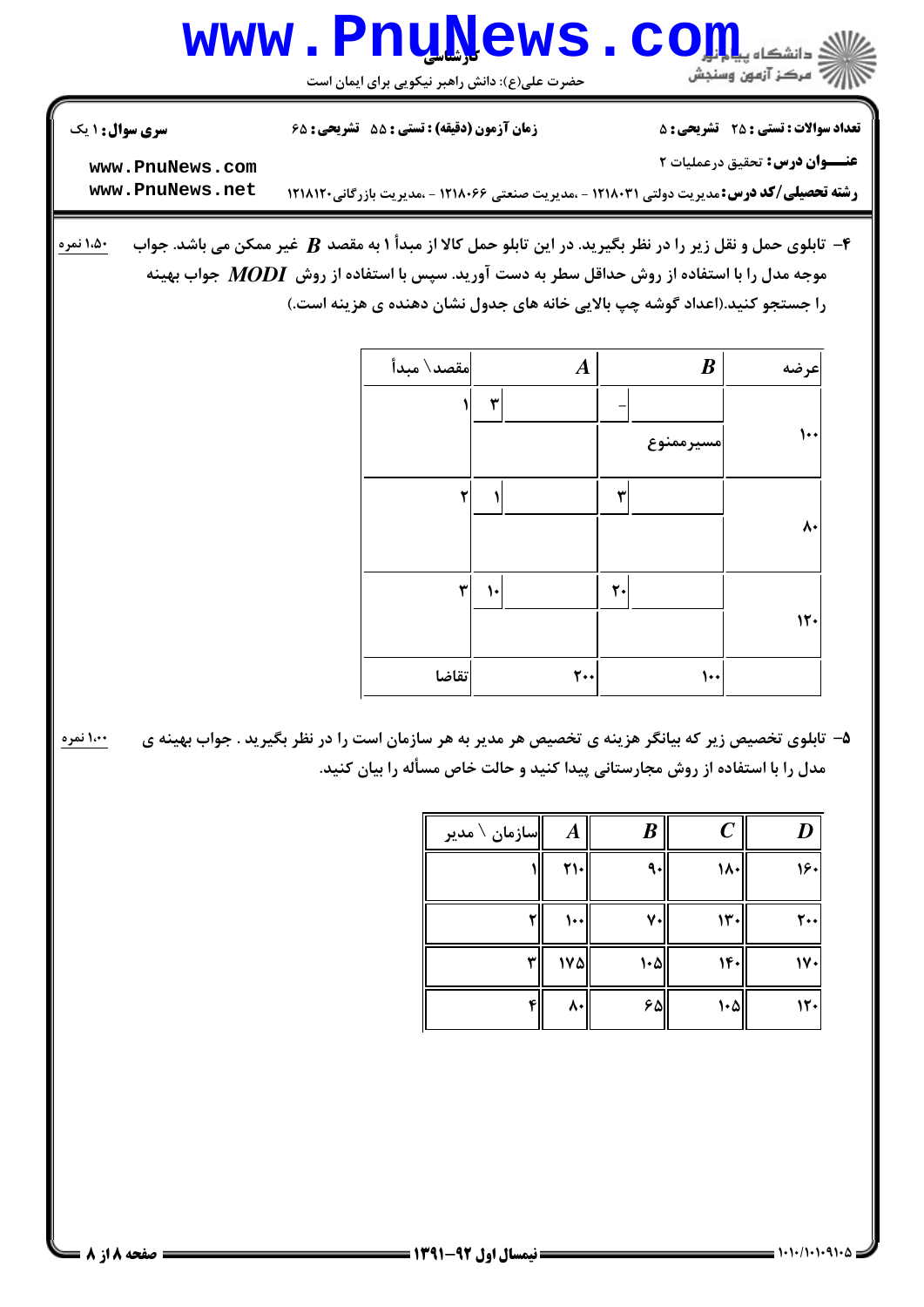۴- تابلوی حمل و نقل زیر را در نظر بگیرید. در این تابلو حمل کالا از مبدأ ۱ به مقصد $B$ غیر ممکن می باشد. جواب موجه مدل را با استفاده از روش حداقل سطر به دست آورید. سپس با استفاده از روش $MODI$ جواب بهینه را جستجو کنید.(اعداد گوشه چپ بالایی خانه های جدول نشان دهنده ی هزینه است.)

۱،۵۰ نمره

| مقصد\ مبدأ | A | B | عرضه |
| --- | --- | --- | --- |
| ۱ | ۳ | - مسیرممنوع | ۱۰۰ |
| ۲ | ۱ | ۳ | ۸۰ |
| ۳ | ۱۰ | ۲۰ | ۱۲۰ |
| تقاضا | ۲۰۰ | ۱۰۰ | |

۵- تابلوی تخصیص زیر که بیانگر هزینه ی تخصیص هر مدیر به هر سازمان است را در نظر بگیرید . جواب بهینه ی مدل را با استفاده از روش مجارستانی پیدا کنید و حالت خاص مسأله را بیان کنید.

۱،۰۰ نمره

| سازمان \ مدیر | A | B | C | D |
| --- | --- | --- | --- | --- |
| ۱ | ۲۱۰ | ۹۰ | ۱۸۰ | ۱۶۰ |
| ۲ | ۱۰۰ | ۷۰ | ۱۳۰ | ۲۰۰ |
| ۳ | ۱۷۵ | ۱۰۵ | ۱۴۰ | ۱۷۰ |
| ۴ | ۸۰ | ۶۵ | ۱۰۵ | ۱۲۰ |